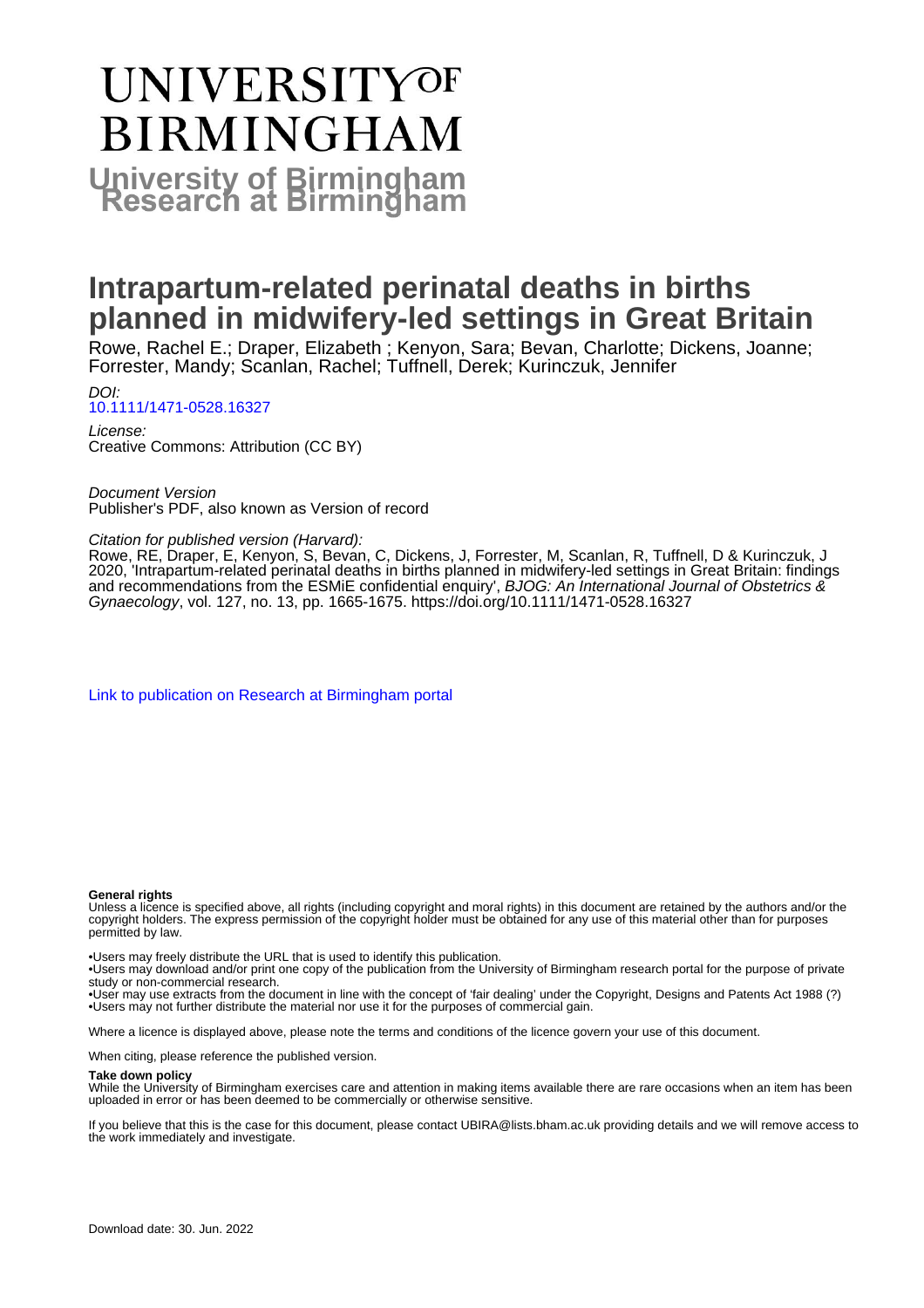# UNIVERSITY OF BIRMINGHAM

**University of Birmingham Research at Birmingham**

# Intrapartum-related perinatal deaths in births planned in midwifery-led settings in Great Britain

Rowe, Rachel E.; Draper, Elizabeth ; Kenyon, Sara; Bevan, Charlotte; Dickens, Joanne; Forrester, Mandy; Scanlan, Rachel; Tuffnell, Derek; Kurinczuk, Jennifer

*DOI:*
10.1111/1471-0528.16327

*License:*
Creative Commons: Attribution (CC BY)

*Document Version*
Publisher's PDF, also known as Version of record

*Citation for published version (Harvard):*
Rowe, RE, Draper, E, Kenyon, S, Bevan, C, Dickens, J, Forrester, M, Scanlan, R, Tuffnell, D & Kurinczuk, J 2020, 'Intrapartum-related perinatal deaths in births planned in midwifery-led settings in Great Britain: findings and recommendations from the ESMiE confidential enquiry', *BJOG: An International Journal of Obstetrics & Gynaecology*, vol. 127, no. 13, pp. 1665-1675. https://doi.org/10.1111/1471-0528.16327

Link to publication on Research at Birmingham portal

**General rights**
Unless a licence is specified above, all rights (including copyright and moral rights) in this document are retained by the authors and/or the copyright holders. The express permission of the copyright holder must be obtained for any use of this material other than for purposes permitted by law.

•Users may freely distribute the URL that is used to identify this publication.
•Users may download and/or print one copy of the publication from the University of Birmingham research portal for the purpose of private study or non-commercial research.
•User may use extracts from the document in line with the concept of 'fair dealing' under the Copyright, Designs and Patents Act 1988 (?)
•Users may not further distribute the material nor use it for the purposes of commercial gain.

Where a licence is displayed above, please note the terms and conditions of the licence govern your use of this document.

When citing, please reference the published version.

**Take down policy**
While the University of Birmingham exercises care and attention in making items available there are rare occasions when an item has been uploaded in error or has been deemed to be commercially or otherwise sensitive.

If you believe that this is the case for this document, please contact UBIRA@lists.bham.ac.uk providing details and we will remove access to the work immediately and investigate.

Download date: 30. Jun. 2022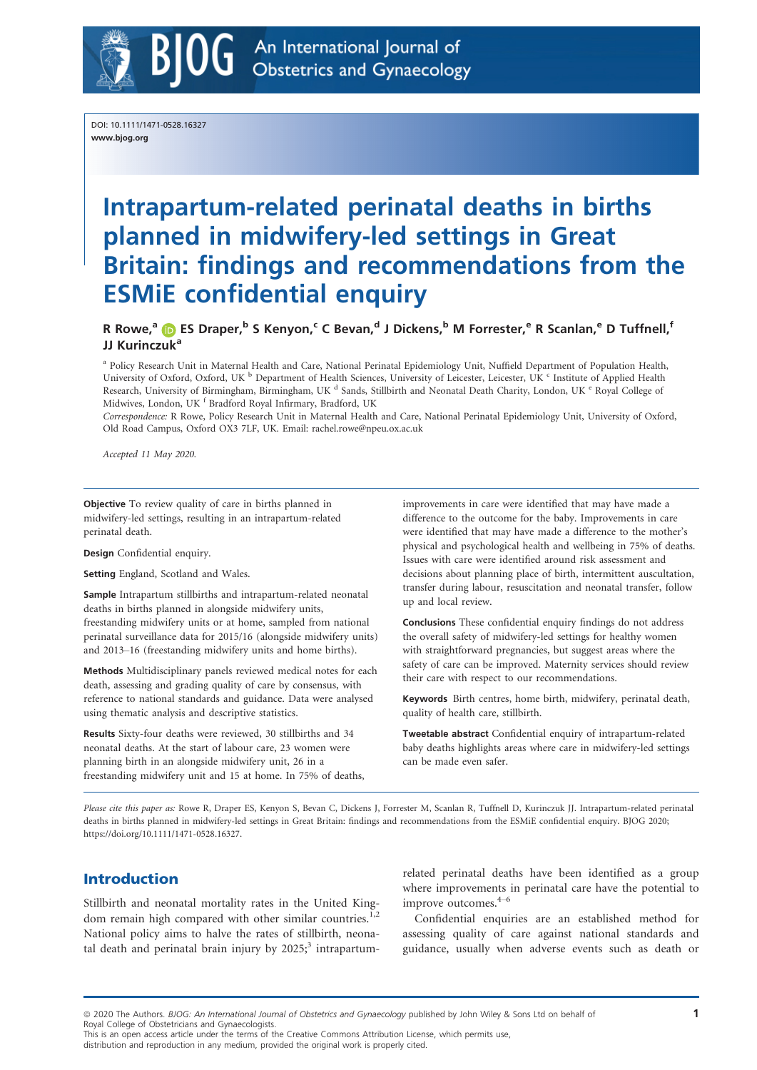DOI: 10.1111/1471-0528.16327
www.bjog.org

# Intrapartum-related perinatal deaths in births planned in midwifery-led settings in Great Britain: findings and recommendations from the ESMiE confidential enquiry

**R Rowe,[a] ES Draper,[b] S Kenyon,[c] C Bevan,[d] J Dickens,[b] M Forrester,[e] R Scanlan,[e] D Tuffnell,[f] JJ Kurinczuk[a]**

[a] Policy Research Unit in Maternal Health and Care, National Perinatal Epidemiology Unit, Nuffield Department of Population Health, University of Oxford, Oxford, UK [b] Department of Health Sciences, University of Leicester, Leicester, UK [c] Institute of Applied Health Research, University of Birmingham, Birmingham, UK [d] Sands, Stillbirth and Neonatal Death Charity, London, UK [e] Royal College of Midwives, London, UK [f] Bradford Royal Infirmary, Bradford, UK

*Correspondence:* R Rowe, Policy Research Unit in Maternal Health and Care, National Perinatal Epidemiology Unit, University of Oxford, Old Road Campus, Oxford OX3 7LF, UK. Email: rachel.rowe@npeu.ox.ac.uk

*Accepted 11 May 2020.*

**Objective** To review quality of care in births planned in midwifery-led settings, resulting in an intrapartum-related perinatal death.

**Design** Confidential enquiry.

**Setting** England, Scotland and Wales.

**Sample** Intrapartum stillbirths and intrapartum-related neonatal deaths in births planned in alongside midwifery units, freestanding midwifery units or at home, sampled from national perinatal surveillance data for 2015/16 (alongside midwifery units) and 2013–16 (freestanding midwifery units and home births).

**Methods** Multidisciplinary panels reviewed medical notes for each death, assessing and grading quality of care by consensus, with reference to national standards and guidance. Data were analysed using thematic analysis and descriptive statistics.

**Results** Sixty-four deaths were reviewed, 30 stillbirths and 34 neonatal deaths. At the start of labour care, 23 women were planning birth in an alongside midwifery unit, 26 in a freestanding midwifery unit and 15 at home. In 75% of deaths, improvements in care were identified that may have made a difference to the outcome for the baby. Improvements in care were identified that may have made a difference to the mother's physical and psychological health and wellbeing in 75% of deaths. Issues with care were identified around risk assessment and decisions about planning place of birth, intermittent auscultation, transfer during labour, resuscitation and neonatal transfer, follow up and local review.

**Conclusions** These confidential enquiry findings do not address the overall safety of midwifery-led settings for healthy women with straightforward pregnancies, but suggest areas where the safety of care can be improved. Maternity services should review their care with respect to our recommendations.

**Keywords** Birth centres, home birth, midwifery, perinatal death, quality of health care, stillbirth.

**Tweetable abstract** Confidential enquiry of intrapartum-related baby deaths highlights areas where care in midwifery-led settings can be made even safer.

*Please cite this paper as:* Rowe R, Draper ES, Kenyon S, Bevan C, Dickens J, Forrester M, Scanlan R, Tuffnell D, Kurinczuk JJ. Intrapartum-related perinatal deaths in births planned in midwifery-led settings in Great Britain: findings and recommendations from the ESMiE confidential enquiry. BJOG 2020; https://doi.org/10.1111/1471-0528.16327.

## Introduction

Stillbirth and neonatal mortality rates in the United Kingdom remain high compared with other similar countries.[1,2] National policy aims to halve the rates of stillbirth, neonatal death and perinatal brain injury by 2025;[3] intrapartum-related perinatal deaths have been identified as a group where improvements in perinatal care have the potential to improve outcomes.[4–6]

Confidential enquiries are an established method for assessing quality of care against national standards and guidance, usually when adverse events such as death or

© 2020 The Authors. *BJOG: An International Journal of Obstetrics and Gynaecology* published by John Wiley & Sons Ltd on behalf of Royal College of Obstetricians and Gynaecologists.
This is an open access article under the terms of the Creative Commons Attribution License, which permits use, distribution and reproduction in any medium, provided the original work is properly cited.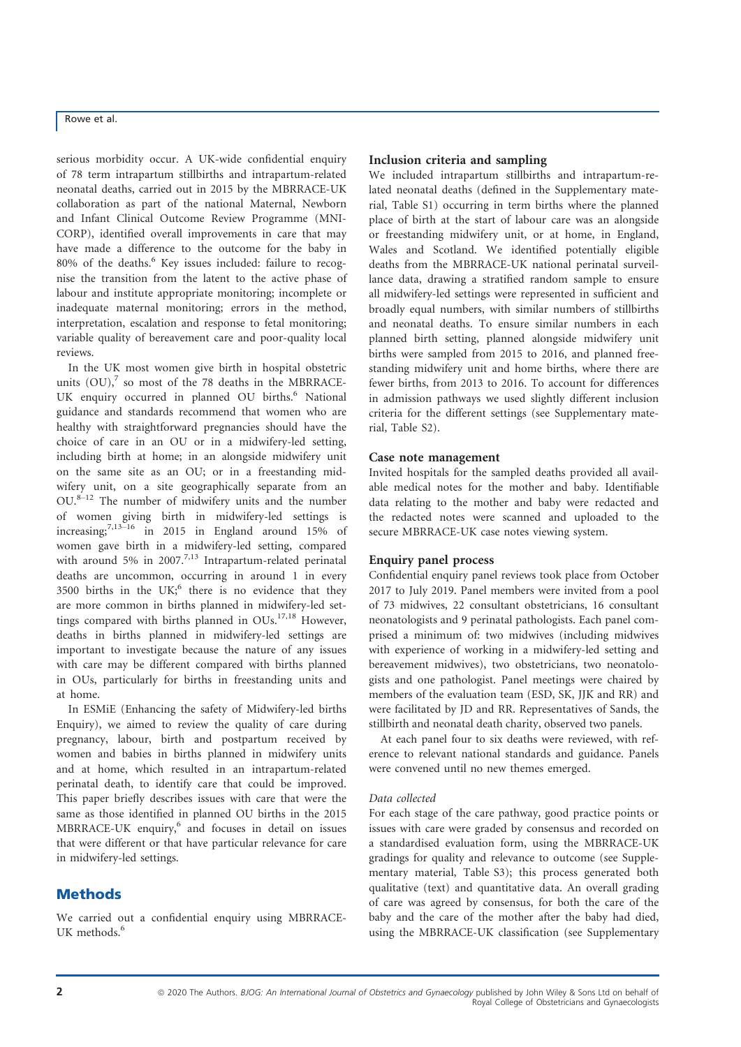serious morbidity occur. A UK-wide confidential enquiry of 78 term intrapartum stillbirths and intrapartum-related neonatal deaths, carried out in 2015 by the MBRRACE-UK collaboration as part of the national Maternal, Newborn and Infant Clinical Outcome Review Programme (MNI-CORP), identified overall improvements in care that may have made a difference to the outcome for the baby in 80% of the deaths.[6] Key issues included: failure to recognise the transition from the latent to the active phase of labour and institute appropriate monitoring; incomplete or inadequate maternal monitoring; errors in the method, interpretation, escalation and response to fetal monitoring; variable quality of bereavement care and poor-quality local reviews.

In the UK most women give birth in hospital obstetric units (OU),[7] so most of the 78 deaths in the MBRRACE-UK enquiry occurred in planned OU births.[6] National guidance and standards recommend that women who are healthy with straightforward pregnancies should have the choice of care in an OU or in a midwifery-led setting, including birth at home; in an alongside midwifery unit on the same site as an OU; or in a freestanding midwifery unit, on a site geographically separate from an OU.[8–12] The number of midwifery units and the number of women giving birth in midwifery-led settings is increasing;[7,13–16] in 2015 in England around 15% of women gave birth in a midwifery-led setting, compared with around 5% in 2007.[7,13] Intrapartum-related perinatal deaths are uncommon, occurring in around 1 in every 3500 births in the UK;[6] there is no evidence that they are more common in births planned in midwifery-led settings compared with births planned in OUs.[17,18] However, deaths in births planned in midwifery-led settings are important to investigate because the nature of any issues with care may be different compared with births planned in OUs, particularly for births in freestanding units and at home.

In ESMiE (Enhancing the safety of Midwifery-led births Enquiry), we aimed to review the quality of care during pregnancy, labour, birth and postpartum received by women and babies in births planned in midwifery units and at home, which resulted in an intrapartum-related perinatal death, to identify care that could be improved. This paper briefly describes issues with care that were the same as those identified in planned OU births in the 2015 MBRRACE-UK enquiry,[6] and focuses in detail on issues that were different or that have particular relevance for care in midwifery-led settings.

## Methods

We carried out a confidential enquiry using MBRRACE-UK methods.[6]

### Inclusion criteria and sampling

We included intrapartum stillbirths and intrapartum-related neonatal deaths (defined in the Supplementary material, Table S1) occurring in term births where the planned place of birth at the start of labour care was an alongside or freestanding midwifery unit, or at home, in England, Wales and Scotland. We identified potentially eligible deaths from the MBRRACE-UK national perinatal surveillance data, drawing a stratified random sample to ensure all midwifery-led settings were represented in sufficient and broadly equal numbers, with similar numbers of stillbirths and neonatal deaths. To ensure similar numbers in each planned birth setting, planned alongside midwifery unit births were sampled from 2015 to 2016, and planned freestanding midwifery unit and home births, where there are fewer births, from 2013 to 2016. To account for differences in admission pathways we used slightly different inclusion criteria for the different settings (see Supplementary material, Table S2).

### Case note management

Invited hospitals for the sampled deaths provided all available medical notes for the mother and baby. Identifiable data relating to the mother and baby were redacted and the redacted notes were scanned and uploaded to the secure MBRRACE-UK case notes viewing system.

### Enquiry panel process

Confidential enquiry panel reviews took place from October 2017 to July 2019. Panel members were invited from a pool of 73 midwives, 22 consultant obstetricians, 16 consultant neonatologists and 9 perinatal pathologists. Each panel comprised a minimum of: two midwives (including midwives with experience of working in a midwifery-led setting and bereavement midwives), two obstetricians, two neonatologists and one pathologist. Panel meetings were chaired by members of the evaluation team (ESD, SK, JJK and RR) and were facilitated by JD and RR. Representatives of Sands, the stillbirth and neonatal death charity, observed two panels.

At each panel four to six deaths were reviewed, with reference to relevant national standards and guidance. Panels were convened until no new themes emerged.

#### *Data collected*

For each stage of the care pathway, good practice points or issues with care were graded by consensus and recorded on a standardised evaluation form, using the MBRRACE-UK gradings for quality and relevance to outcome (see Supplementary material, Table S3); this process generated both qualitative (text) and quantitative data. An overall grading of care was agreed by consensus, for both the care of the baby and the care of the mother after the baby had died, using the MBRRACE-UK classification (see Supplementary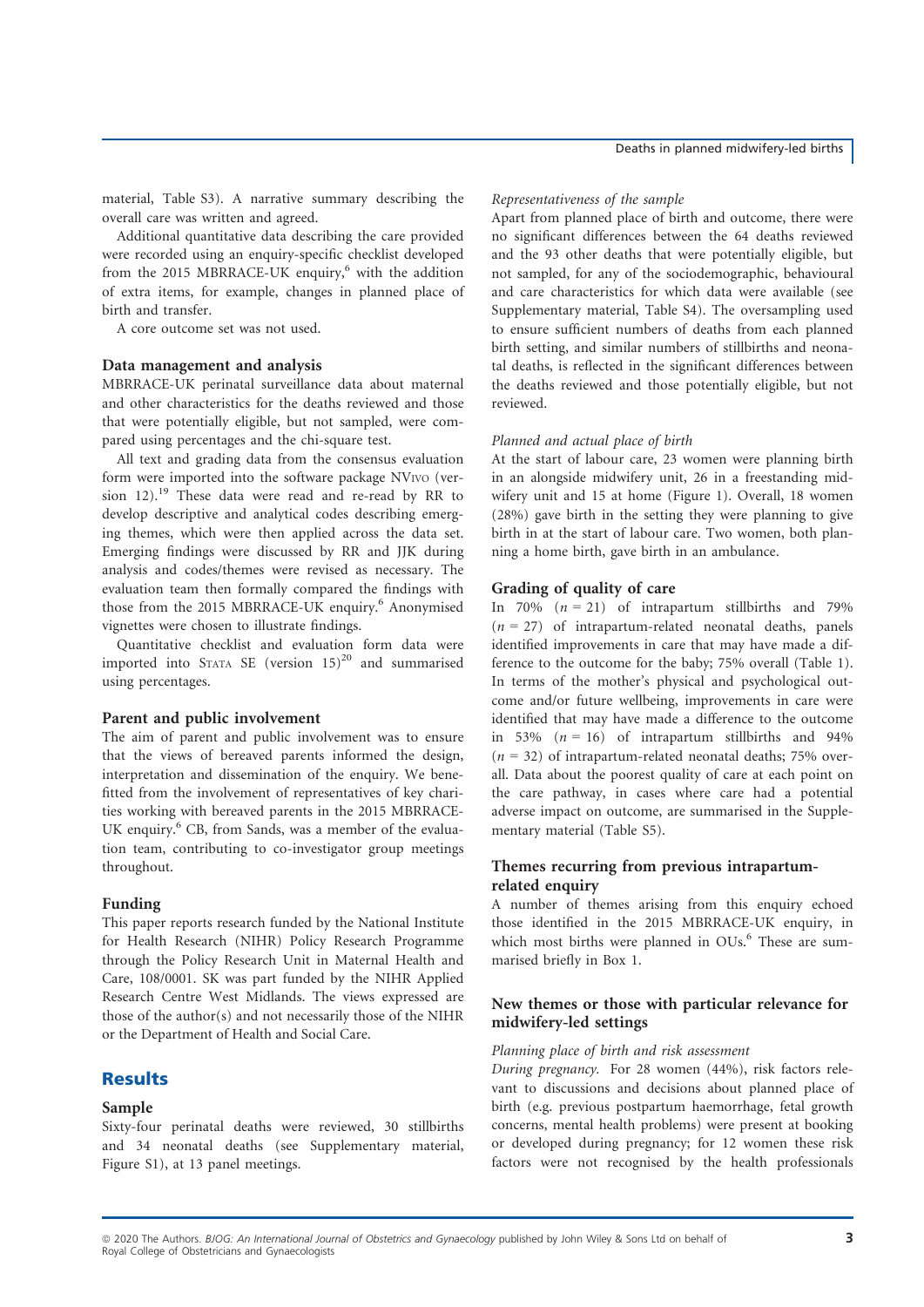material, Table S3). A narrative summary describing the overall care was written and agreed.

Additional quantitative data describing the care provided were recorded using an enquiry-specific checklist developed from the 2015 MBRRACE-UK enquiry,[6] with the addition of extra items, for example, changes in planned place of birth and transfer.

A core outcome set was not used.

### Data management and analysis

MBRRACE-UK perinatal surveillance data about maternal and other characteristics for the deaths reviewed and those that were potentially eligible, but not sampled, were compared using percentages and the chi-square test.

All text and grading data from the consensus evaluation form were imported into the software package NVIVO (version 12).[19] These data were read and re-read by RR to develop descriptive and analytical codes describing emerging themes, which were then applied across the data set. Emerging findings were discussed by RR and JJK during analysis and codes/themes were revised as necessary. The evaluation team then formally compared the findings with those from the 2015 MBRRACE-UK enquiry.[6] Anonymised vignettes were chosen to illustrate findings.

Quantitative checklist and evaluation form data were imported into STATA SE (version 15)[20] and summarised using percentages.

### Parent and public involvement

The aim of parent and public involvement was to ensure that the views of bereaved parents informed the design, interpretation and dissemination of the enquiry. We benefitted from the involvement of representatives of key charities working with bereaved parents in the 2015 MBRRACE-UK enquiry.[6] CB, from Sands, was a member of the evaluation team, contributing to co-investigator group meetings throughout.

### Funding

This paper reports research funded by the National Institute for Health Research (NIHR) Policy Research Programme through the Policy Research Unit in Maternal Health and Care, 108/0001. SK was part funded by the NIHR Applied Research Centre West Midlands. The views expressed are those of the author(s) and not necessarily those of the NIHR or the Department of Health and Social Care.

## Results

### Sample

Sixty-four perinatal deaths were reviewed, 30 stillbirths and 34 neonatal deaths (see Supplementary material, Figure S1), at 13 panel meetings.

#### *Representativeness of the sample*

Apart from planned place of birth and outcome, there were no significant differences between the 64 deaths reviewed and the 93 other deaths that were potentially eligible, but not sampled, for any of the sociodemographic, behavioural and care characteristics for which data were available (see Supplementary material, Table S4). The oversampling used to ensure sufficient numbers of deaths from each planned birth setting, and similar numbers of stillbirths and neonatal deaths, is reflected in the significant differences between the deaths reviewed and those potentially eligible, but not reviewed.

#### *Planned and actual place of birth*

At the start of labour care, 23 women were planning birth in an alongside midwifery unit, 26 in a freestanding midwifery unit and 15 at home (Figure 1). Overall, 18 women (28%) gave birth in the setting they were planning to give birth in at the start of labour care. Two women, both planning a home birth, gave birth in an ambulance.

### Grading of quality of care

In 70% ($n = 21$) of intrapartum stillbirths and 79% ($n = 27$) of intrapartum-related neonatal deaths, panels identified improvements in care that may have made a difference to the outcome for the baby; 75% overall (Table 1). In terms of the mother's physical and psychological outcome and/or future wellbeing, improvements in care were identified that may have made a difference to the outcome in 53% ($n = 16$) of intrapartum stillbirths and 94% ($n = 32$) of intrapartum-related neonatal deaths; 75% overall. Data about the poorest quality of care at each point on the care pathway, in cases where care had a potential adverse impact on outcome, are summarised in the Supplementary material (Table S5).

### Themes recurring from previous intrapartum-related enquiry

A number of themes arising from this enquiry echoed those identified in the 2015 MBRRACE-UK enquiry, in which most births were planned in OUs.[6] These are summarised briefly in Box 1.

### New themes or those with particular relevance for midwifery-led settings

#### *Planning place of birth and risk assessment*

*During pregnancy.* For 28 women (44%), risk factors relevant to discussions and decisions about planned place of birth (e.g. previous postpartum haemorrhage, fetal growth concerns, mental health problems) were present at booking or developed during pregnancy; for 12 women these risk factors were not recognised by the health professionals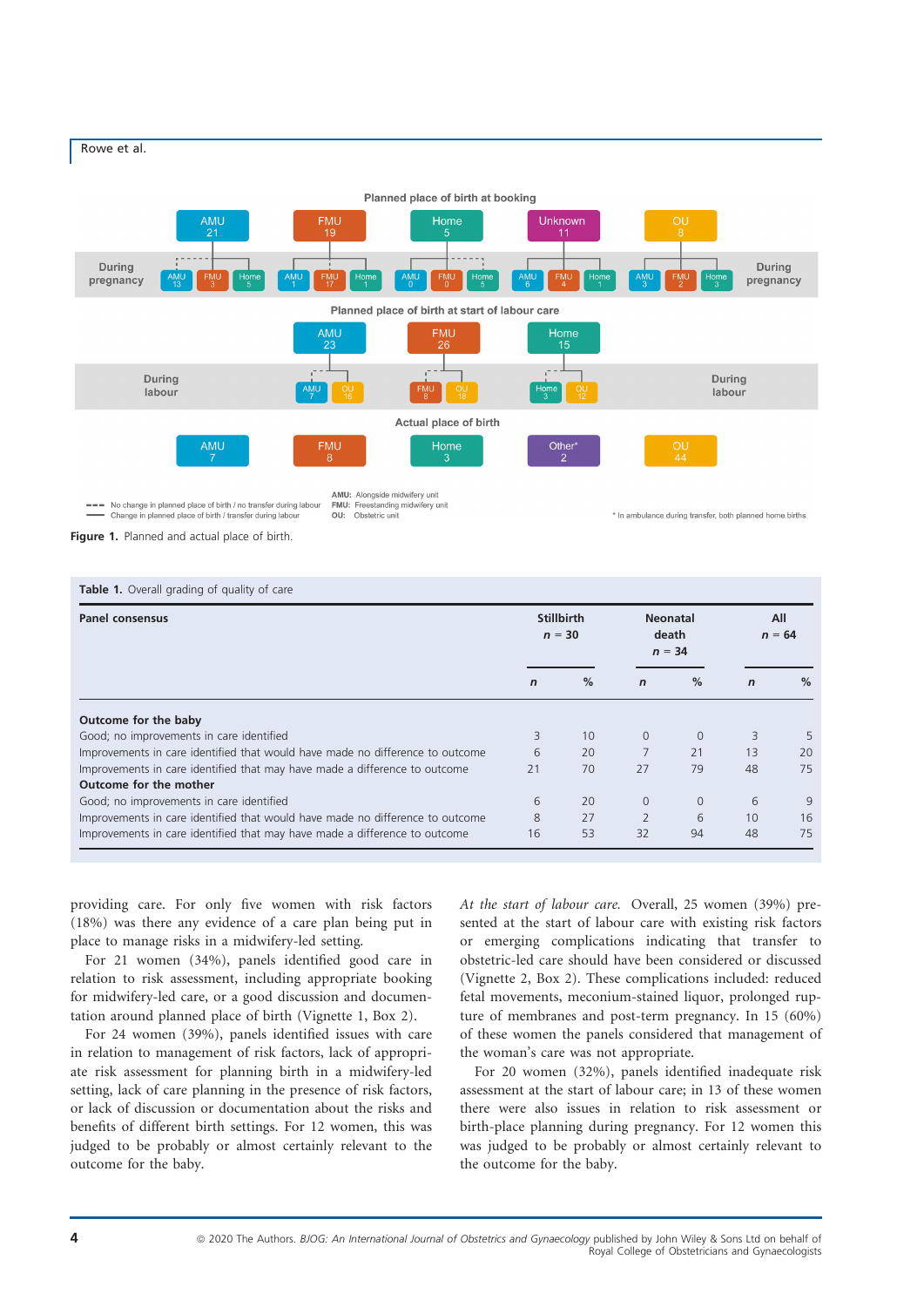Planned place of birth at booking

| AMU 21 | FMU 19 | Home 5 | Unknown 11 | OU 8 |
|---|---|---|---|---|

During pregnancy

| AMU 13 | FMU 3 | Home 5 | AMU 1 | FMU 17 | Home 1 | AMU 0 | FMU 0 | Home 5 | AMU 6 | FMU 4 | Home 1 | AMU 3 | FMU 2 | Home 3 |
|---|---|---|---|---|---|---|---|---|---|---|---|---|---|---|

Planned place of birth at start of labour care

| AMU 23 | FMU 26 | Home 15 |
|---|---|---|

During labour

| AMU 7 | OU 16 | FMU 8 | OU 18 | Home 3 | OU 12 |
|---|---|---|---|---|---|

Actual place of birth

| AMU 7 | FMU 8 | Home 3 | Other* 2 | OU 44 |
|---|---|---|---|---|

- - - No change in planned place of birth / no transfer during labour
— Change in planned place of birth / transfer during labour

**AMU:** Alongside midwifery unit
**FMU:** Freestanding midwifery unit
**OU:** Obstetric unit

\* In ambulance during transfer, both planned home births

**Figure 1.** Planned and actual place of birth.

**Table 1.** Overall grading of quality of care

| Panel consensus | Stillbirth *n* = 30 | | Neonatal death *n* = 34 | | All *n* = 64 | |
|---|---|---|---|---|---|---|
| | *n* | % | *n* | % | *n* | % |
| **Outcome for the baby** | | | | | | |
| Good; no improvements in care identified | 3 | 10 | 0 | 0 | 3 | 5 |
| Improvements in care identified that would have made no difference to outcome | 6 | 20 | 7 | 21 | 13 | 20 |
| Improvements in care identified that may have made a difference to outcome | 21 | 70 | 27 | 79 | 48 | 75 |
| **Outcome for the mother** | | | | | | |
| Good; no improvements in care identified | 6 | 20 | 0 | 0 | 6 | 9 |
| Improvements in care identified that would have made no difference to outcome | 8 | 27 | 2 | 6 | 10 | 16 |
| Improvements in care identified that may have made a difference to outcome | 16 | 53 | 32 | 94 | 48 | 75 |

providing care. For only five women with risk factors (18%) was there any evidence of a care plan being put in place to manage risks in a midwifery-led setting.

For 21 women (34%), panels identified good care in relation to risk assessment, including appropriate booking for midwifery-led care, or a good discussion and documentation around planned place of birth (Vignette 1, Box 2).

For 24 women (39%), panels identified issues with care in relation to management of risk factors, lack of appropriate risk assessment for planning birth in a midwifery-led setting, lack of care planning in the presence of risk factors, or lack of discussion or documentation about the risks and benefits of different birth settings. For 12 women, this was judged to be probably or almost certainly relevant to the outcome for the baby.

*At the start of labour care.* Overall, 25 women (39%) presented at the start of labour care with existing risk factors or emerging complications indicating that transfer to obstetric-led care should have been considered or discussed (Vignette 2, Box 2). These complications included: reduced fetal movements, meconium-stained liquor, prolonged rupture of membranes and post-term pregnancy. In 15 (60%) of these women the panels considered that management of the woman's care was not appropriate.

For 20 women (32%), panels identified inadequate risk assessment at the start of labour care; in 13 of these women there were also issues in relation to risk assessment or birth-place planning during pregnancy. For 12 women this was judged to be probably or almost certainly relevant to the outcome for the baby.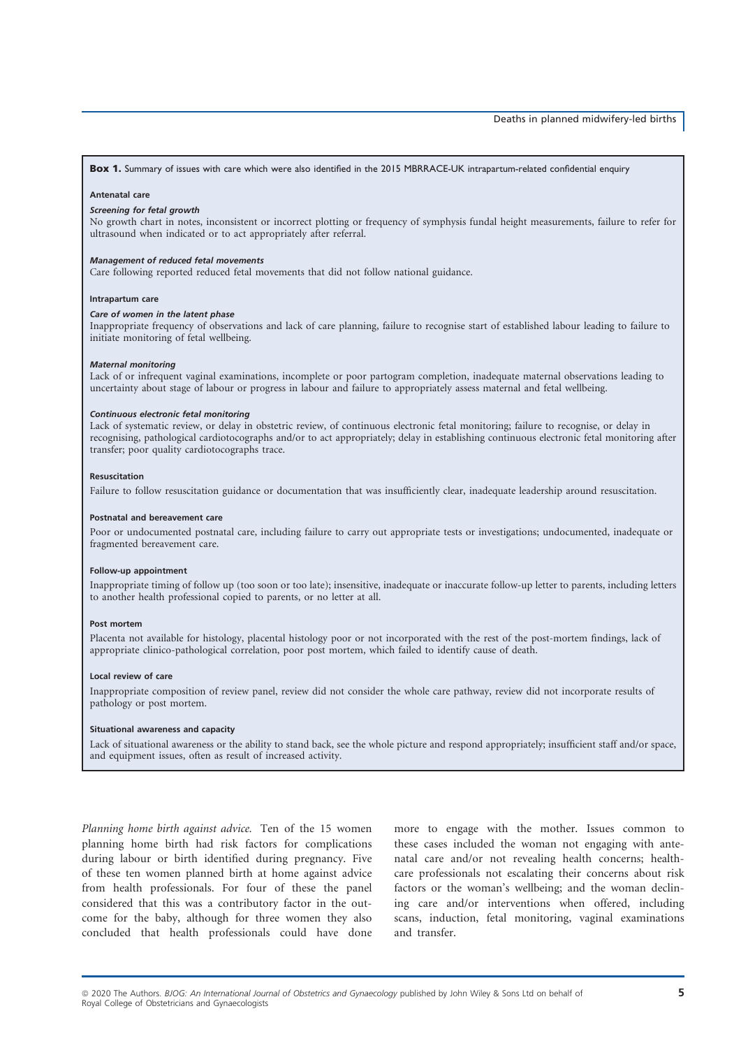**Box 1.** Summary of issues with care which were also identified in the 2015 MBRRACE-UK intrapartum-related confidential enquiry

**Antenatal care**

***Screening for fetal growth***

No growth chart in notes, inconsistent or incorrect plotting or frequency of symphysis fundal height measurements, failure to refer for ultrasound when indicated or to act appropriately after referral.

***Management of reduced fetal movements***

Care following reported reduced fetal movements that did not follow national guidance.

**Intrapartum care**

***Care of women in the latent phase***

Inappropriate frequency of observations and lack of care planning, failure to recognise start of established labour leading to failure to initiate monitoring of fetal wellbeing.

***Maternal monitoring***

Lack of or infrequent vaginal examinations, incomplete or poor partogram completion, inadequate maternal observations leading to uncertainty about stage of labour or progress in labour and failure to appropriately assess maternal and fetal wellbeing.

***Continuous electronic fetal monitoring***

Lack of systematic review, or delay in obstetric review, of continuous electronic fetal monitoring; failure to recognise, or delay in recognising, pathological cardiotocographs and/or to act appropriately; delay in establishing continuous electronic fetal monitoring after transfer; poor quality cardiotocographs trace.

**Resuscitation**

Failure to follow resuscitation guidance or documentation that was insufficiently clear, inadequate leadership around resuscitation.

**Postnatal and bereavement care**

Poor or undocumented postnatal care, including failure to carry out appropriate tests or investigations; undocumented, inadequate or fragmented bereavement care.

**Follow-up appointment**

Inappropriate timing of follow up (too soon or too late); insensitive, inadequate or inaccurate follow-up letter to parents, including letters to another health professional copied to parents, or no letter at all.

**Post mortem**

Placenta not available for histology, placental histology poor or not incorporated with the rest of the post-mortem findings, lack of appropriate clinico-pathological correlation, poor post mortem, which failed to identify cause of death.

**Local review of care**

Inappropriate composition of review panel, review did not consider the whole care pathway, review did not incorporate results of pathology or post mortem.

**Situational awareness and capacity**

Lack of situational awareness or the ability to stand back, see the whole picture and respond appropriately; insufficient staff and/or space, and equipment issues, often as result of increased activity.

*Planning home birth against advice.* Ten of the 15 women planning home birth had risk factors for complications during labour or birth identified during pregnancy. Five of these ten women planned birth at home against advice from health professionals. For four of these the panel considered that this was a contributory factor in the outcome for the baby, although for three women they also concluded that health professionals could have done more to engage with the mother. Issues common to these cases included the woman not engaging with antenatal care and/or not revealing health concerns; healthcare professionals not escalating their concerns about risk factors or the woman's wellbeing; and the woman declining care and/or interventions when offered, including scans, induction, fetal monitoring, vaginal examinations and transfer.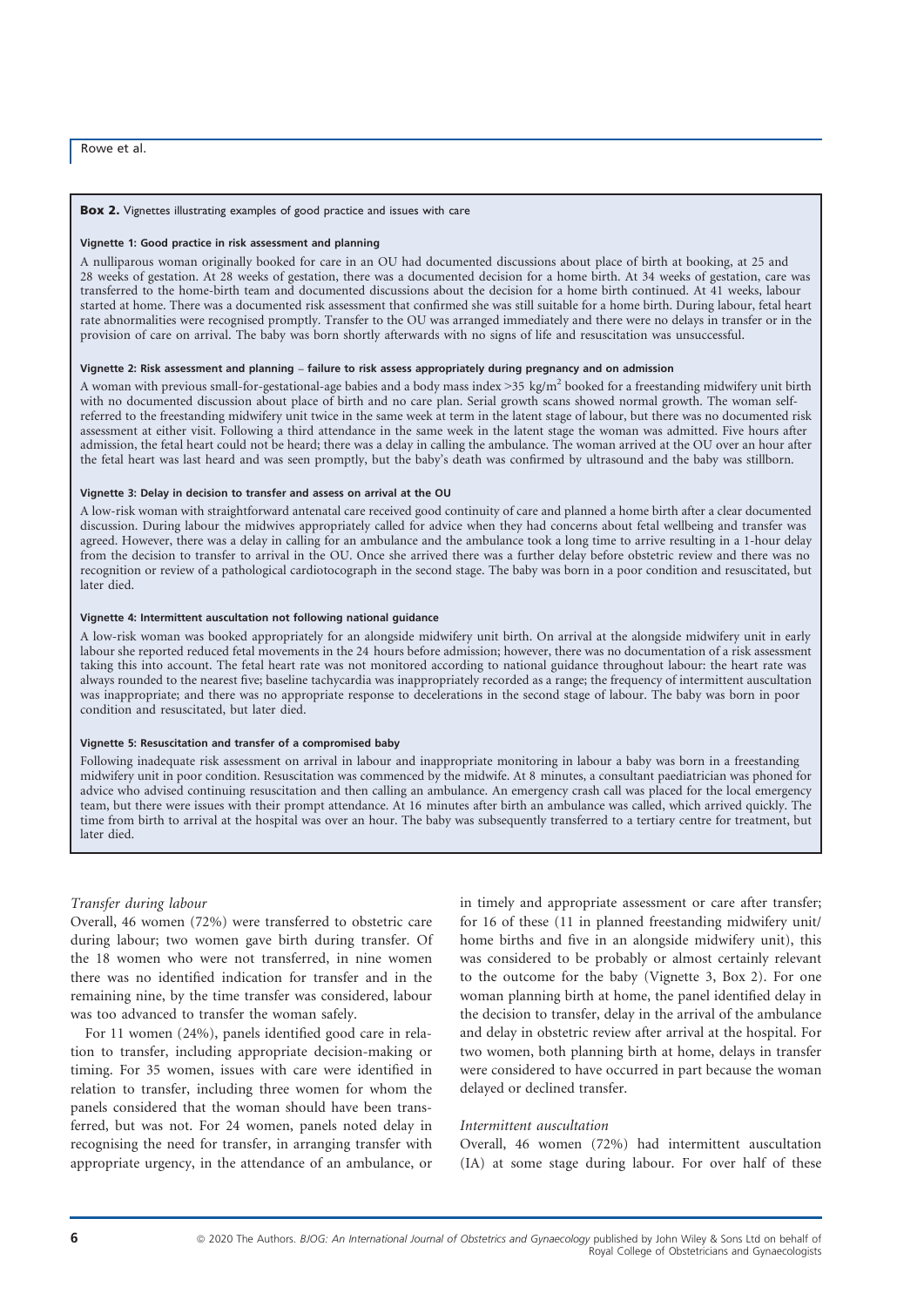**Box 2.** Vignettes illustrating examples of good practice and issues with care

**Vignette 1: Good practice in risk assessment and planning**

A nulliparous woman originally booked for care in an OU had documented discussions about place of birth at booking, at 25 and 28 weeks of gestation. At 28 weeks of gestation, there was a documented decision for a home birth. At 34 weeks of gestation, care was transferred to the home-birth team and documented discussions about the decision for a home birth continued. At 41 weeks, labour started at home. There was a documented risk assessment that confirmed she was still suitable for a home birth. During labour, fetal heart rate abnormalities were recognised promptly. Transfer to the OU was arranged immediately and there were no delays in transfer or in the provision of care on arrival. The baby was born shortly afterwards with no signs of life and resuscitation was unsuccessful.

**Vignette 2: Risk assessment and planning – failure to risk assess appropriately during pregnancy and on admission**

A woman with previous small-for-gestational-age babies and a body mass index >35 kg/m$^2$ booked for a freestanding midwifery unit birth with no documented discussion about place of birth and no care plan. Serial growth scans showed normal growth. The woman self-referred to the freestanding midwifery unit twice in the same week at term in the latent stage of labour, but there was no documented risk assessment at either visit. Following a third attendance in the same week in the latent stage the woman was admitted. Five hours after admission, the fetal heart could not be heard; there was a delay in calling the ambulance. The woman arrived at the OU over an hour after the fetal heart was last heard and was seen promptly, but the baby's death was confirmed by ultrasound and the baby was stillborn.

**Vignette 3: Delay in decision to transfer and assess on arrival at the OU**

A low-risk woman with straightforward antenatal care received good continuity of care and planned a home birth after a clear documented discussion. During labour the midwives appropriately called for advice when they had concerns about fetal wellbeing and transfer was agreed. However, there was a delay in calling for an ambulance and the ambulance took a long time to arrive resulting in a 1-hour delay from the decision to transfer to arrival in the OU. Once she arrived there was a further delay before obstetric review and there was no recognition or review of a pathological cardiotocograph in the second stage. The baby was born in a poor condition and resuscitated, but later died.

**Vignette 4: Intermittent auscultation not following national guidance**

A low-risk woman was booked appropriately for an alongside midwifery unit birth. On arrival at the alongside midwifery unit in early labour she reported reduced fetal movements in the 24 hours before admission; however, there was no documentation of a risk assessment taking this into account. The fetal heart rate was not monitored according to national guidance throughout labour: the heart rate was always rounded to the nearest five; baseline tachycardia was inappropriately recorded as a range; the frequency of intermittent auscultation was inappropriate; and there was no appropriate response to decelerations in the second stage of labour. The baby was born in poor condition and resuscitated, but later died.

**Vignette 5: Resuscitation and transfer of a compromised baby**

Following inadequate risk assessment on arrival in labour and inappropriate monitoring in labour a baby was born in a freestanding midwifery unit in poor condition. Resuscitation was commenced by the midwife. At 8 minutes, a consultant paediatrician was phoned for advice who advised continuing resuscitation and then calling an ambulance. An emergency crash call was placed for the local emergency team, but there were issues with their prompt attendance. At 16 minutes after birth an ambulance was called, which arrived quickly. The time from birth to arrival at the hospital was over an hour. The baby was subsequently transferred to a tertiary centre for treatment, but later died.

*Transfer during labour*

Overall, 46 women (72%) were transferred to obstetric care during labour; two women gave birth during transfer. Of the 18 women who were not transferred, in nine women there was no identified indication for transfer and in the remaining nine, by the time transfer was considered, labour was too advanced to transfer the woman safely.

For 11 women (24%), panels identified good care in relation to transfer, including appropriate decision-making or timing. For 35 women, issues with care were identified in relation to transfer, including three women for whom the panels considered that the woman should have been transferred, but was not. For 24 women, panels noted delay in recognising the need for transfer, in arranging transfer with appropriate urgency, in the attendance of an ambulance, or in timely and appropriate assessment or care after transfer; for 16 of these (11 in planned freestanding midwifery unit/home births and five in an alongside midwifery unit), this was considered to be probably or almost certainly relevant to the outcome for the baby (Vignette 3, Box 2). For one woman planning birth at home, the panel identified delay in the decision to transfer, delay in the arrival of the ambulance and delay in obstetric review after arrival at the hospital. For two women, both planning birth at home, delays in transfer were considered to have occurred in part because the woman delayed or declined transfer.

*Intermittent auscultation*

Overall, 46 women (72%) had intermittent auscultation (IA) at some stage during labour. For over half of these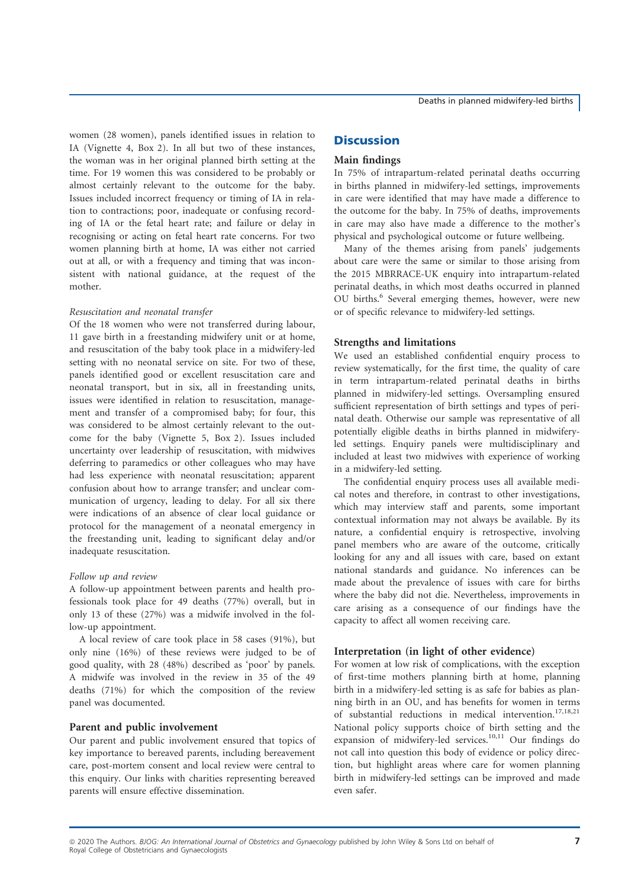women (28 women), panels identified issues in relation to IA (Vignette 4, Box 2). In all but two of these instances, the woman was in her original planned birth setting at the time. For 19 women this was considered to be probably or almost certainly relevant to the outcome for the baby. Issues included incorrect frequency or timing of IA in relation to contractions; poor, inadequate or confusing recording of IA or the fetal heart rate; and failure or delay in recognising or acting on fetal heart rate concerns. For two women planning birth at home, IA was either not carried out at all, or with a frequency and timing that was inconsistent with national guidance, at the request of the mother.

*Resuscitation and neonatal transfer*

Of the 18 women who were not transferred during labour, 11 gave birth in a freestanding midwifery unit or at home, and resuscitation of the baby took place in a midwifery-led setting with no neonatal service on site. For two of these, panels identified good or excellent resuscitation care and neonatal transport, but in six, all in freestanding units, issues were identified in relation to resuscitation, management and transfer of a compromised baby; for four, this was considered to be almost certainly relevant to the outcome for the baby (Vignette 5, Box 2). Issues included uncertainty over leadership of resuscitation, with midwives deferring to paramedics or other colleagues who may have had less experience with neonatal resuscitation; apparent confusion about how to arrange transfer; and unclear communication of urgency, leading to delay. For all six there were indications of an absence of clear local guidance or protocol for the management of a neonatal emergency in the freestanding unit, leading to significant delay and/or inadequate resuscitation.

*Follow up and review*

A follow-up appointment between parents and health professionals took place for 49 deaths (77%) overall, but in only 13 of these (27%) was a midwife involved in the follow-up appointment.

A local review of care took place in 58 cases (91%), but only nine (16%) of these reviews were judged to be of good quality, with 28 (48%) described as 'poor' by panels. A midwife was involved in the review in 35 of the 49 deaths (71%) for which the composition of the review panel was documented.

### Parent and public involvement

Our parent and public involvement ensured that topics of key importance to bereaved parents, including bereavement care, post-mortem consent and local review were central to this enquiry. Our links with charities representing bereaved parents will ensure effective dissemination.

## Discussion

### Main findings

In 75% of intrapartum-related perinatal deaths occurring in births planned in midwifery-led settings, improvements in care were identified that may have made a difference to the outcome for the baby. In 75% of deaths, improvements in care may also have made a difference to the mother's physical and psychological outcome or future wellbeing.

Many of the themes arising from panels' judgements about care were the same or similar to those arising from the 2015 MBRRACE-UK enquiry into intrapartum-related perinatal deaths, in which most deaths occurred in planned OU births.[6] Several emerging themes, however, were new or of specific relevance to midwifery-led settings.

### Strengths and limitations

We used an established confidential enquiry process to review systematically, for the first time, the quality of care in term intrapartum-related perinatal deaths in births planned in midwifery-led settings. Oversampling ensured sufficient representation of birth settings and types of perinatal death. Otherwise our sample was representative of all potentially eligible deaths in births planned in midwifery-led settings. Enquiry panels were multidisciplinary and included at least two midwives with experience of working in a midwifery-led setting.

The confidential enquiry process uses all available medical notes and therefore, in contrast to other investigations, which may interview staff and parents, some important contextual information may not always be available. By its nature, a confidential enquiry is retrospective, involving panel members who are aware of the outcome, critically looking for any and all issues with care, based on extant national standards and guidance. No inferences can be made about the prevalence of issues with care for births where the baby did not die. Nevertheless, improvements in care arising as a consequence of our findings have the capacity to affect all women receiving care.

### Interpretation (in light of other evidence)

For women at low risk of complications, with the exception of first-time mothers planning birth at home, planning birth in a midwifery-led setting is as safe for babies as planning birth in an OU, and has benefits for women in terms of substantial reductions in medical intervention.[17,18,21] National policy supports choice of birth setting and the expansion of midwifery-led services.[10,11] Our findings do not call into question this body of evidence or policy direction, but highlight areas where care for women planning birth in midwifery-led settings can be improved and made even safer.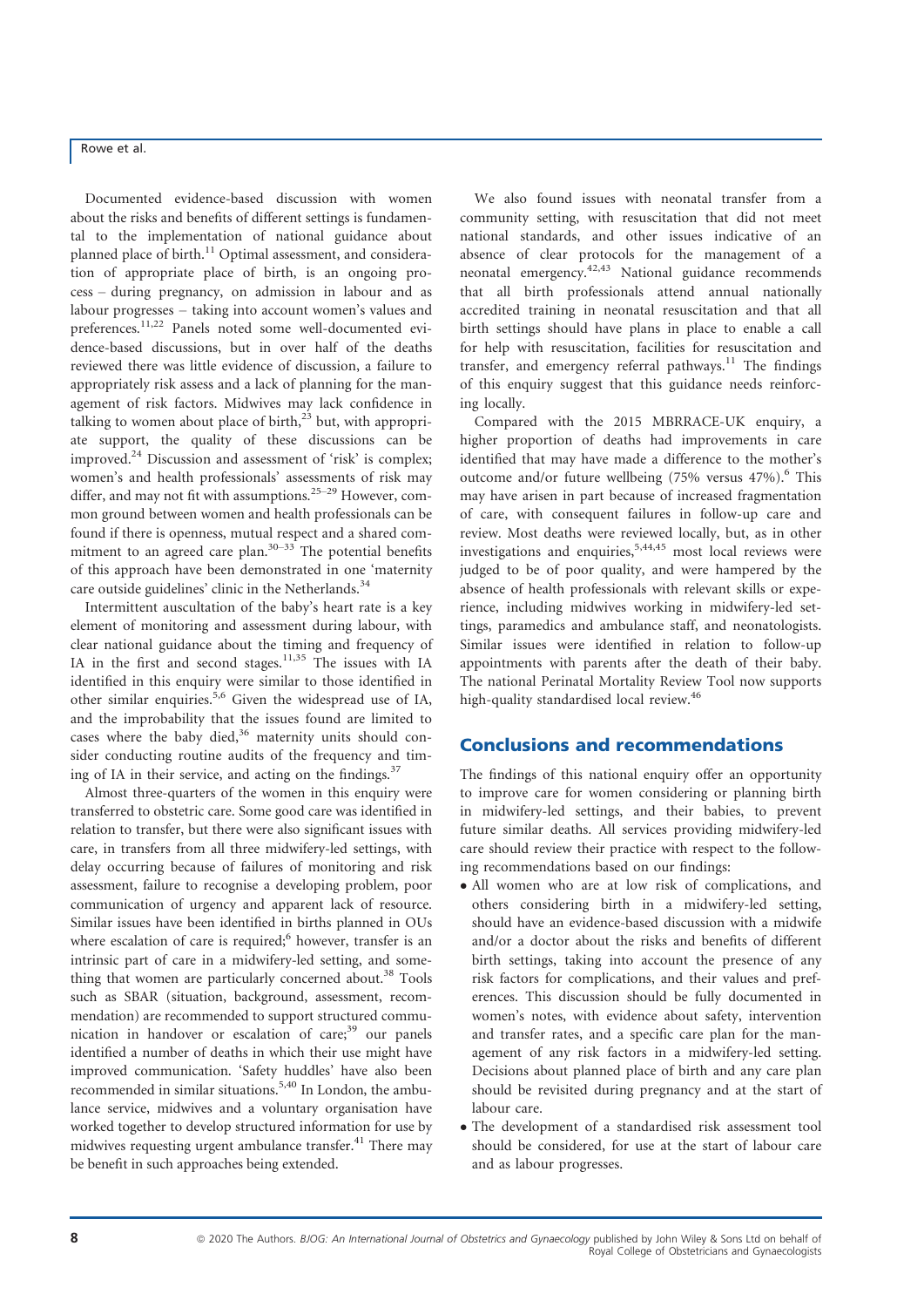Documented evidence-based discussion with women about the risks and benefits of different settings is fundamental to the implementation of national guidance about planned place of birth.[11] Optimal assessment, and consideration of appropriate place of birth, is an ongoing process – during pregnancy, on admission in labour and as labour progresses – taking into account women's values and preferences.[11,22] Panels noted some well-documented evidence-based discussions, but in over half of the deaths reviewed there was little evidence of discussion, a failure to appropriately risk assess and a lack of planning for the management of risk factors. Midwives may lack confidence in talking to women about place of birth,[23] but, with appropriate support, the quality of these discussions can be improved.[24] Discussion and assessment of 'risk' is complex; women's and health professionals' assessments of risk may differ, and may not fit with assumptions.[25–29] However, common ground between women and health professionals can be found if there is openness, mutual respect and a shared commitment to an agreed care plan.[30–33] The potential benefits of this approach have been demonstrated in one 'maternity care outside guidelines' clinic in the Netherlands.[34]

Intermittent auscultation of the baby's heart rate is a key element of monitoring and assessment during labour, with clear national guidance about the timing and frequency of IA in the first and second stages.[11,35] The issues with IA identified in this enquiry were similar to those identified in other similar enquiries.[5,6] Given the widespread use of IA, and the improbability that the issues found are limited to cases where the baby died,[36] maternity units should consider conducting routine audits of the frequency and timing of IA in their service, and acting on the findings.[37]

Almost three-quarters of the women in this enquiry were transferred to obstetric care. Some good care was identified in relation to transfer, but there were also significant issues with care, in transfers from all three midwifery-led settings, with delay occurring because of failures of monitoring and risk assessment, failure to recognise a developing problem, poor communication of urgency and apparent lack of resource. Similar issues have been identified in births planned in OUs where escalation of care is required;[6] however, transfer is an intrinsic part of care in a midwifery-led setting, and something that women are particularly concerned about.[38] Tools such as SBAR (situation, background, assessment, recommendation) are recommended to support structured communication in handover or escalation of care;[39] our panels identified a number of deaths in which their use might have improved communication. 'Safety huddles' have also been recommended in similar situations.[5,40] In London, the ambulance service, midwives and a voluntary organisation have worked together to develop structured information for use by midwives requesting urgent ambulance transfer.[41] There may be benefit in such approaches being extended.

We also found issues with neonatal transfer from a community setting, with resuscitation that did not meet national standards, and other issues indicative of an absence of clear protocols for the management of a neonatal emergency.[42,43] National guidance recommends that all birth professionals attend annual nationally accredited training in neonatal resuscitation and that all birth settings should have plans in place to enable a call for help with resuscitation, facilities for resuscitation and transfer, and emergency referral pathways.[11] The findings of this enquiry suggest that this guidance needs reinforcing locally.

Compared with the 2015 MBRRACE-UK enquiry, a higher proportion of deaths had improvements in care identified that may have made a difference to the mother's outcome and/or future wellbeing (75% versus 47%).[6] This may have arisen in part because of increased fragmentation of care, with consequent failures in follow-up care and review. Most deaths were reviewed locally, but, as in other investigations and enquiries,[5,44,45] most local reviews were judged to be of poor quality, and were hampered by the absence of health professionals with relevant skills or experience, including midwives working in midwifery-led settings, paramedics and ambulance staff, and neonatologists. Similar issues were identified in relation to follow-up appointments with parents after the death of their baby. The national Perinatal Mortality Review Tool now supports high-quality standardised local review.[46]

## Conclusions and recommendations

The findings of this national enquiry offer an opportunity to improve care for women considering or planning birth in midwifery-led settings, and their babies, to prevent future similar deaths. All services providing midwifery-led care should review their practice with respect to the following recommendations based on our findings:

- All women who are at low risk of complications, and others considering birth in a midwifery-led setting, should have an evidence-based discussion with a midwife and/or a doctor about the risks and benefits of different birth settings, taking into account the presence of any risk factors for complications, and their values and preferences. This discussion should be fully documented in women's notes, with evidence about safety, intervention and transfer rates, and a specific care plan for the management of any risk factors in a midwifery-led setting. Decisions about planned place of birth and any care plan should be revisited during pregnancy and at the start of labour care.
- The development of a standardised risk assessment tool should be considered, for use at the start of labour care and as labour progresses.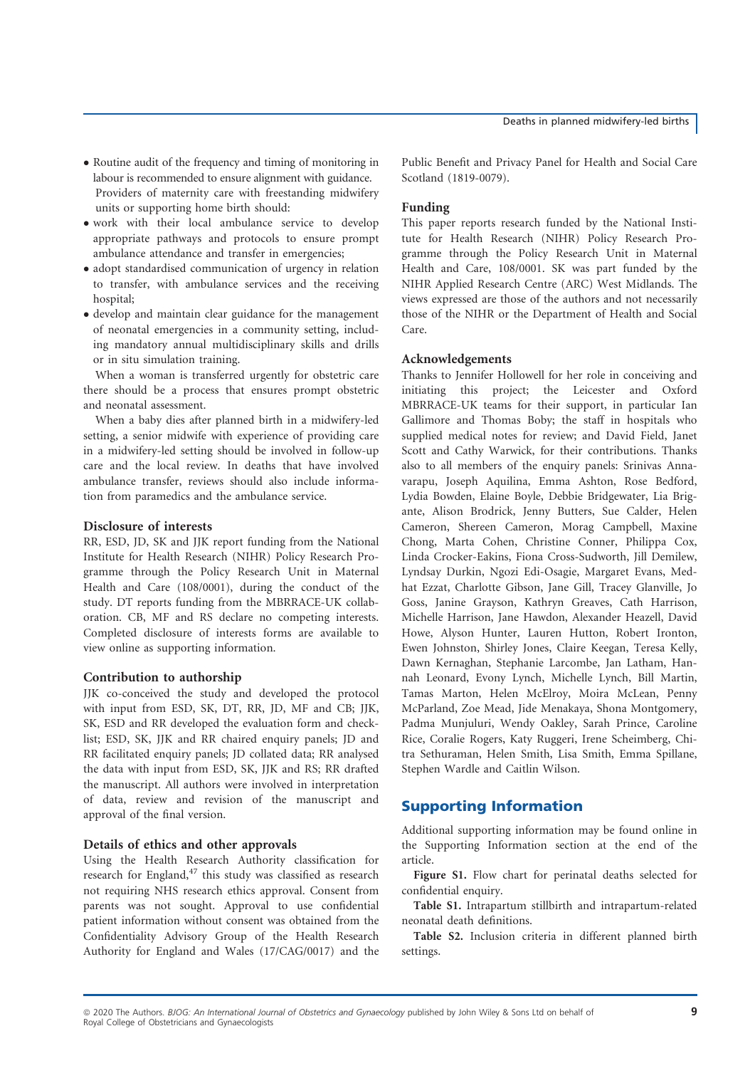- Routine audit of the frequency and timing of monitoring in labour is recommended to ensure alignment with guidance. Providers of maternity care with freestanding midwifery units or supporting home birth should:
- work with their local ambulance service to develop appropriate pathways and protocols to ensure prompt ambulance attendance and transfer in emergencies;
- adopt standardised communication of urgency in relation to transfer, with ambulance services and the receiving hospital;
- develop and maintain clear guidance for the management of neonatal emergencies in a community setting, including mandatory annual multidisciplinary skills and drills or in situ simulation training.

When a woman is transferred urgently for obstetric care there should be a process that ensures prompt obstetric and neonatal assessment.

When a baby dies after planned birth in a midwifery-led setting, a senior midwife with experience of providing care in a midwifery-led setting should be involved in follow-up care and the local review. In deaths that have involved ambulance transfer, reviews should also include information from paramedics and the ambulance service.

### Disclosure of interests

RR, ESD, JD, SK and JJK report funding from the National Institute for Health Research (NIHR) Policy Research Programme through the Policy Research Unit in Maternal Health and Care (108/0001), during the conduct of the study. DT reports funding from the MBRRACE-UK collaboration. CB, MF and RS declare no competing interests. Completed disclosure of interests forms are available to view online as supporting information.

### Contribution to authorship

JJK co-conceived the study and developed the protocol with input from ESD, SK, DT, RR, JD, MF and CB; JJK, SK, ESD and RR developed the evaluation form and checklist; ESD, SK, JJK and RR chaired enquiry panels; JD and RR facilitated enquiry panels; JD collated data; RR analysed the data with input from ESD, SK, JJK and RS; RR drafted the manuscript. All authors were involved in interpretation of data, review and revision of the manuscript and approval of the final version.

### Details of ethics and other approvals

Using the Health Research Authority classification for research for England,[47] this study was classified as research not requiring NHS research ethics approval. Consent from parents was not sought. Approval to use confidential patient information without consent was obtained from the Confidentiality Advisory Group of the Health Research Authority for England and Wales (17/CAG/0017) and the Public Benefit and Privacy Panel for Health and Social Care Scotland (1819-0079).

### Funding

This paper reports research funded by the National Institute for Health Research (NIHR) Policy Research Programme through the Policy Research Unit in Maternal Health and Care, 108/0001. SK was part funded by the NIHR Applied Research Centre (ARC) West Midlands. The views expressed are those of the authors and not necessarily those of the NIHR or the Department of Health and Social Care.

### Acknowledgements

Thanks to Jennifer Hollowell for her role in conceiving and initiating this project; the Leicester and Oxford MBRRACE-UK teams for their support, in particular Ian Gallimore and Thomas Boby; the staff in hospitals who supplied medical notes for review; and David Field, Janet Scott and Cathy Warwick, for their contributions. Thanks also to all members of the enquiry panels: Srinivas Annavarapu, Joseph Aquilina, Emma Ashton, Rose Bedford, Lydia Bowden, Elaine Boyle, Debbie Bridgewater, Lia Brigante, Alison Brodrick, Jenny Butters, Sue Calder, Helen Cameron, Shereen Cameron, Morag Campbell, Maxine Chong, Marta Cohen, Christine Conner, Philippa Cox, Linda Crocker-Eakins, Fiona Cross-Sudworth, Jill Demilew, Lyndsay Durkin, Ngozi Edi-Osagie, Margaret Evans, Medhat Ezzat, Charlotte Gibson, Jane Gill, Tracey Glanville, Jo Goss, Janine Grayson, Kathryn Greaves, Cath Harrison, Michelle Harrison, Jane Hawdon, Alexander Heazell, David Howe, Alyson Hunter, Lauren Hutton, Robert Ironton, Ewen Johnston, Shirley Jones, Claire Keegan, Teresa Kelly, Dawn Kernaghan, Stephanie Larcombe, Jan Latham, Hannah Leonard, Evony Lynch, Michelle Lynch, Bill Martin, Tamas Marton, Helen McElroy, Moira McLean, Penny McParland, Zoe Mead, Jide Menakaya, Shona Montgomery, Padma Munjuluri, Wendy Oakley, Sarah Prince, Caroline Rice, Coralie Rogers, Katy Ruggeri, Irene Scheimberg, Chitra Sethuraman, Helen Smith, Lisa Smith, Emma Spillane, Stephen Wardle and Caitlin Wilson.

## Supporting Information

Additional supporting information may be found online in the Supporting Information section at the end of the article.

**Figure S1.** Flow chart for perinatal deaths selected for confidential enquiry.

**Table S1.** Intrapartum stillbirth and intrapartum-related neonatal death definitions.

**Table S2.** Inclusion criteria in different planned birth settings.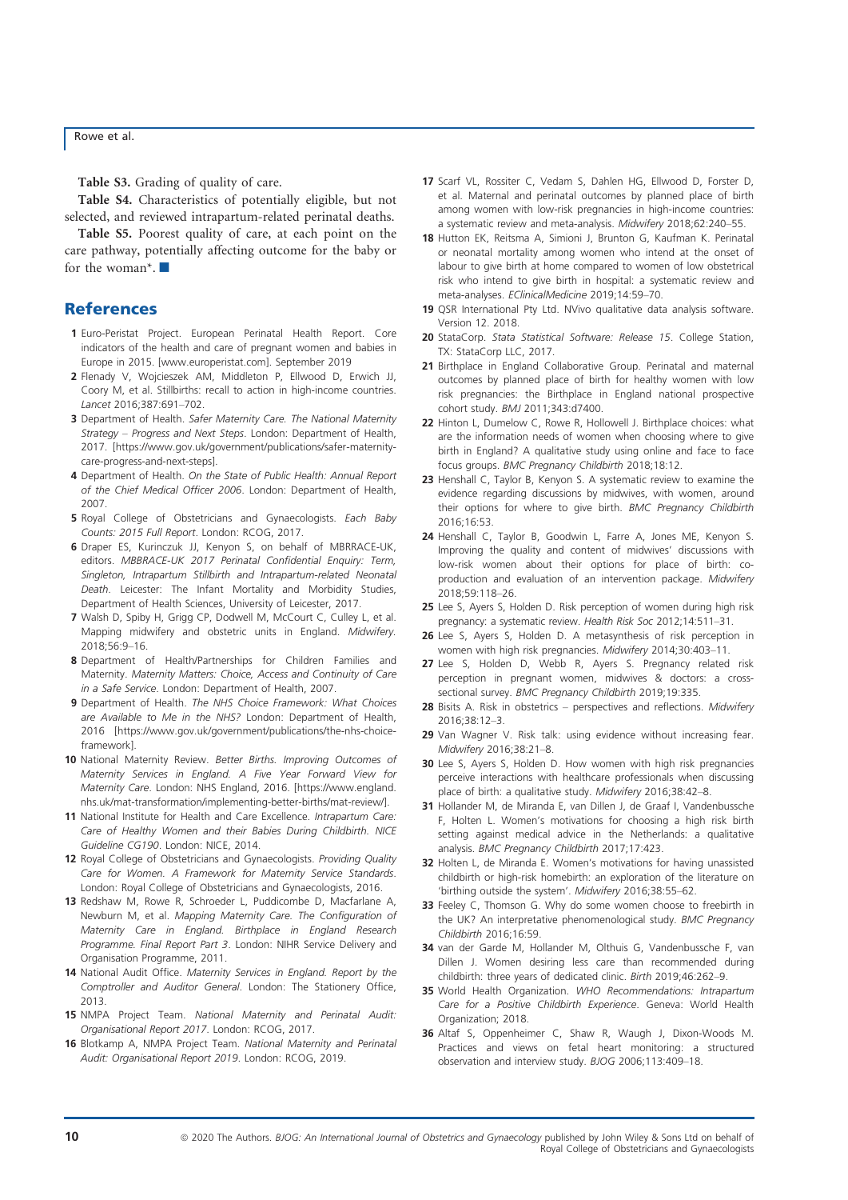**Table S3.** Grading of quality of care.

**Table S4.** Characteristics of potentially eligible, but not selected, and reviewed intrapartum-related perinatal deaths.

**Table S5.** Poorest quality of care, at each point on the care pathway, potentially affecting outcome for the baby or for the woman*. ■

## References

1. Euro-Peristat Project. European Perinatal Health Report. Core indicators of the health and care of pregnant women and babies in Europe in 2015. [www.europeristat.com]. September 2019
2. Flenady V, Wojcieszek AM, Middleton P, Ellwood D, Erwich JJ, Coory M, et al. Stillbirths: recall to action in high-income countries. *Lancet* 2016;387:691–702.
3. Department of Health. *Safer Maternity Care. The National Maternity Strategy – Progress and Next Steps*. London: Department of Health, 2017. [https://www.gov.uk/government/publications/safer-maternity-care-progress-and-next-steps].
4. Department of Health. *On the State of Public Health: Annual Report of the Chief Medical Officer 2006*. London: Department of Health, 2007.
5. Royal College of Obstetricians and Gynaecologists. *Each Baby Counts: 2015 Full Report*. London: RCOG, 2017.
6. Draper ES, Kurinczuk JJ, Kenyon S, on behalf of MBRRACE-UK, editors. *MBBRACE-UK 2017 Perinatal Confidential Enquiry: Term, Singleton, Intrapartum Stillbirth and Intrapartum-related Neonatal Death*. Leicester: The Infant Mortality and Morbidity Studies, Department of Health Sciences, University of Leicester, 2017.
7. Walsh D, Spiby H, Grigg CP, Dodwell M, McCourt C, Culley L, et al. Mapping midwifery and obstetric units in England. *Midwifery*. 2018;56:9–16.
8. Department of Health/Partnerships for Children Families and Maternity. *Maternity Matters: Choice, Access and Continuity of Care in a Safe Service*. London: Department of Health, 2007.
9. Department of Health. *The NHS Choice Framework: What Choices are Available to Me in the NHS?* London: Department of Health, 2016 [https://www.gov.uk/government/publications/the-nhs-choice-framework].
10. National Maternity Review. *Better Births. Improving Outcomes of Maternity Services in England. A Five Year Forward View for Maternity Care*. London: NHS England, 2016. [https://www.england.nhs.uk/mat-transformation/implementing-better-births/mat-review/].
11. National Institute for Health and Care Excellence. *Intrapartum Care: Care of Healthy Women and their Babies During Childbirth. NICE Guideline CG190*. London: NICE, 2014.
12. Royal College of Obstetricians and Gynaecologists. *Providing Quality Care for Women. A Framework for Maternity Service Standards*. London: Royal College of Obstetricians and Gynaecologists, 2016.
13. Redshaw M, Rowe R, Schroeder L, Puddicombe D, Macfarlane A, Newburn M, et al. *Mapping Maternity Care. The Configuration of Maternity Care in England. Birthplace in England Research Programme. Final Report Part 3*. London: NIHR Service Delivery and Organisation Programme, 2011.
14. National Audit Office. *Maternity Services in England. Report by the Comptroller and Auditor General*. London: The Stationery Office, 2013.
15. NMPA Project Team. *National Maternity and Perinatal Audit: Organisational Report 2017*. London: RCOG, 2017.
16. Blotkamp A, NMPA Project Team. *National Maternity and Perinatal Audit: Organisational Report 2019*. London: RCOG, 2019.
17. Scarf VL, Rossiter C, Vedam S, Dahlen HG, Ellwood D, Forster D, et al. Maternal and perinatal outcomes by planned place of birth among women with low-risk pregnancies in high-income countries: a systematic review and meta-analysis. *Midwifery* 2018;62:240–55.
18. Hutton EK, Reitsma A, Simioni J, Brunton G, Kaufman K. Perinatal or neonatal mortality among women who intend at the onset of labour to give birth at home compared to women of low obstetrical risk who intend to give birth in hospital: a systematic review and meta-analyses. *EClinicalMedicine* 2019;14:59–70.
19. QSR International Pty Ltd. NVivo qualitative data analysis software. Version 12. 2018.
20. StataCorp. *Stata Statistical Software: Release 15*. College Station, TX: StataCorp LLC, 2017.
21. Birthplace in England Collaborative Group. Perinatal and maternal outcomes by planned place of birth for healthy women with low risk pregnancies: the Birthplace in England national prospective cohort study. *BMJ* 2011;343:d7400.
22. Hinton L, Dumelow C, Rowe R, Hollowell J. Birthplace choices: what are the information needs of women when choosing where to give birth in England? A qualitative study using online and face to face focus groups. *BMC Pregnancy Childbirth* 2018;18:12.
23. Henshall C, Taylor B, Kenyon S. A systematic review to examine the evidence regarding discussions by midwives, with women, around their options for where to give birth. *BMC Pregnancy Childbirth* 2016;16:53.
24. Henshall C, Taylor B, Goodwin L, Farre A, Jones ME, Kenyon S. Improving the quality and content of midwives' discussions with low-risk women about their options for place of birth: co-production and evaluation of an intervention package. *Midwifery* 2018;59:118–26.
25. Lee S, Ayers S, Holden D. Risk perception of women during high risk pregnancy: a systematic review. *Health Risk Soc* 2012;14:511–31.
26. Lee S, Ayers S, Holden D. A metasynthesis of risk perception in women with high risk pregnancies. *Midwifery* 2014;30:403–11.
27. Lee S, Holden D, Webb R, Ayers S. Pregnancy related risk perception in pregnant women, midwives & doctors: a cross-sectional survey. *BMC Pregnancy Childbirth* 2019;19:335.
28. Bisits A. Risk in obstetrics – perspectives and reflections. *Midwifery* 2016;38:12–3.
29. Van Wagner V. Risk talk: using evidence without increasing fear. *Midwifery* 2016;38:21–8.
30. Lee S, Ayers S, Holden D. How women with high risk pregnancies perceive interactions with healthcare professionals when discussing place of birth: a qualitative study. *Midwifery* 2016;38:42–8.
31. Hollander M, de Miranda E, van Dillen J, de Graaf I, Vandenbussche F, Holten L. Women's motivations for choosing a high risk birth setting against medical advice in the Netherlands: a qualitative analysis. *BMC Pregnancy Childbirth* 2017;17:423.
32. Holten L, de Miranda E. Women's motivations for having unassisted childbirth or high-risk homebirth: an exploration of the literature on 'birthing outside the system'. *Midwifery* 2016;38:55–62.
33. Feeley C, Thomson G. Why do some women choose to freebirth in the UK? An interpretative phenomenological study. *BMC Pregnancy Childbirth* 2016;16:59.
34. van der Garde M, Hollander M, Olthuis G, Vandenbussche F, van Dillen J. Women desiring less care than recommended during childbirth: three years of dedicated clinic. *Birth* 2019;46:262–9.
35. World Health Organization. *WHO Recommendations: Intrapartum Care for a Positive Childbirth Experience*. Geneva: World Health Organization; 2018.
36. Altaf S, Oppenheimer C, Shaw R, Waugh J, Dixon-Woods M. Practices and views on fetal heart monitoring: a structured observation and interview study. *BJOG* 2006;113:409–18.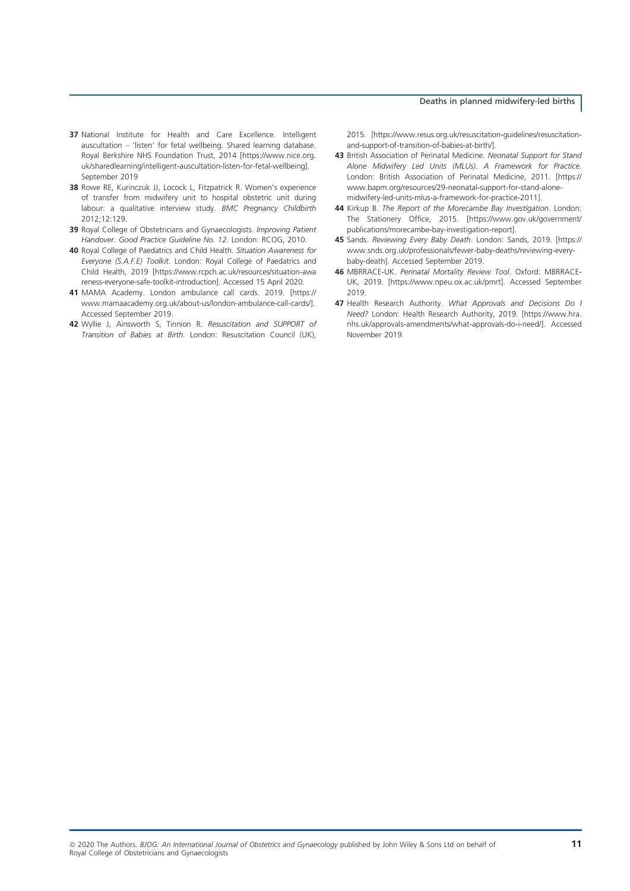37 National Institute for Health and Care Excellence. Intelligent auscultation – 'listen' for fetal wellbeing. Shared learning database. Royal Berkshire NHS Foundation Trust, 2014 [https://www.nice.org.uk/sharedlearning/intelligent-auscultation-listen-for-fetal-wellbeing]. September 2019

38 Rowe RE, Kurinczuk JJ, Locock L, Fitzpatrick R. Women's experience of transfer from midwifery unit to hospital obstetric unit during labour: a qualitative interview study. *BMC Pregnancy Childbirth* 2012;12:129.

39 Royal College of Obstetricians and Gynaecologists. *Improving Patient Handover. Good Practice Guideline No. 12*. London: RCOG, 2010.

40 Royal College of Paediatrics and Child Health. *Situation Awareness for Everyone (S.A.F.E) Toolkit*. London: Royal College of Paediatrics and Child Health, 2019 [https://www.rcpch.ac.uk/resources/situation-awareness-everyone-safe-toolkit-introduction]. Accessed 15 April 2020.

41 MAMA Academy. London ambulance call cards. 2019. [https://www.mamaacademy.org.uk/about-us/london-ambulance-call-cards/]. Accessed September 2019.

42 Wyllie J, Ainsworth S, Tinnion R. *Resuscitation and SUPPORT of Transition of Babies at Birth*. London: Resuscitation Council (UK), 2015. [https://www.resus.org.uk/resuscitation-guidelines/resuscitation-and-support-of-transition-of-babies-at-birth/].

43 British Association of Perinatal Medicine. *Neonatal Support for Stand Alone Midwifery Led Units (MLUs). A Framework for Practice*. London: British Association of Perinatal Medicine, 2011. [https://www.bapm.org/resources/29-neonatal-support-for-stand-alone-midwifery-led-units-mlus-a-framework-for-practice-2011].

44 Kirkup B. *The Report of the Morecambe Bay Investigation*. London: The Stationery Office, 2015. [https://www.gov.uk/government/publications/morecambe-bay-investigation-report].

45 Sands. *Reviewing Every Baby Death*. London: Sands, 2019. [https://www.snds.org.uk/professionals/fewer-baby-deaths/reviewing-every-baby-death]. Accessed September 2019.

46 MBRRACE-UK. *Perinatal Mortality Review Tool*. Oxford: MBRRACE-UK, 2019. [https://www.npeu.ox.ac.uk/pmrt]. Accessed September 2019.

47 Health Research Authority. *What Approvals and Decisions Do I Need?* London: Health Research Authority, 2019. [https://www.hra.nhs.uk/approvals-amendments/what-approvals-do-i-need/]. Accessed November 2019.